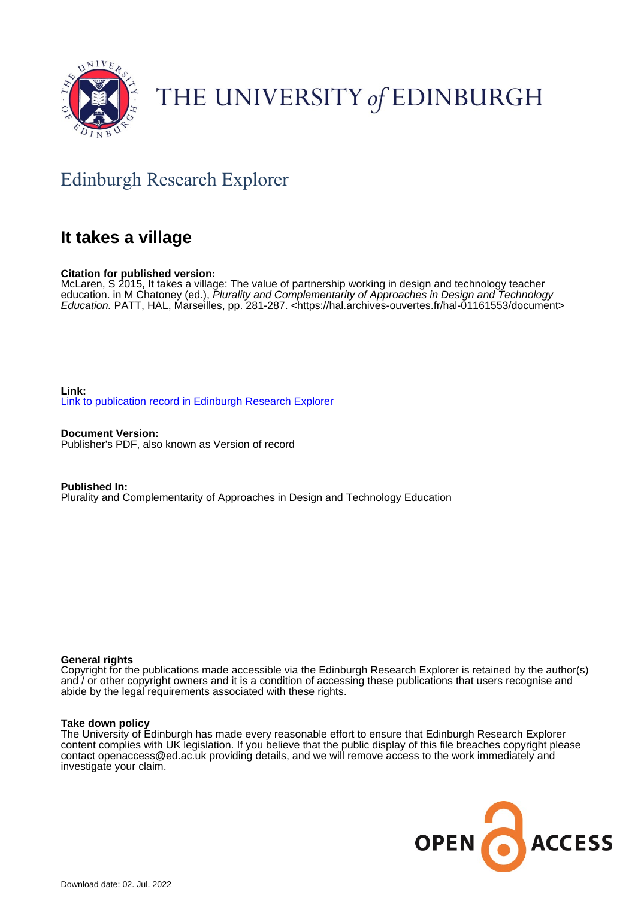THE UNIVERSITY *of* EDINBURGH

## Edinburgh Research Explorer

# It takes a village

**Citation for published version:**
McLaren, S 2015, It takes a village: The value of partnership working in design and technology teacher education. in M Chatoney (ed.), *Plurality and Complementarity of Approaches in Design and Technology Education.* PATT, HAL, Marseilles, pp. 281-287. <https://hal.archives-ouvertes.fr/hal-01161553/document>

**Link:**
Link to publication record in Edinburgh Research Explorer

**Document Version:**
Publisher's PDF, also known as Version of record

**Published In:**
Plurality and Complementarity of Approaches in Design and Technology Education

**General rights**
Copyright for the publications made accessible via the Edinburgh Research Explorer is retained by the author(s) and / or other copyright owners and it is a condition of accessing these publications that users recognise and abide by the legal requirements associated with these rights.

**Take down policy**
The University of Edinburgh has made every reasonable effort to ensure that Edinburgh Research Explorer content complies with UK legislation. If you believe that the public display of this file breaches copyright please contact openaccess@ed.ac.uk providing details, and we will remove access to the work immediately and investigate your claim.

OPEN ACCESS

Download date: 02. Jul. 2022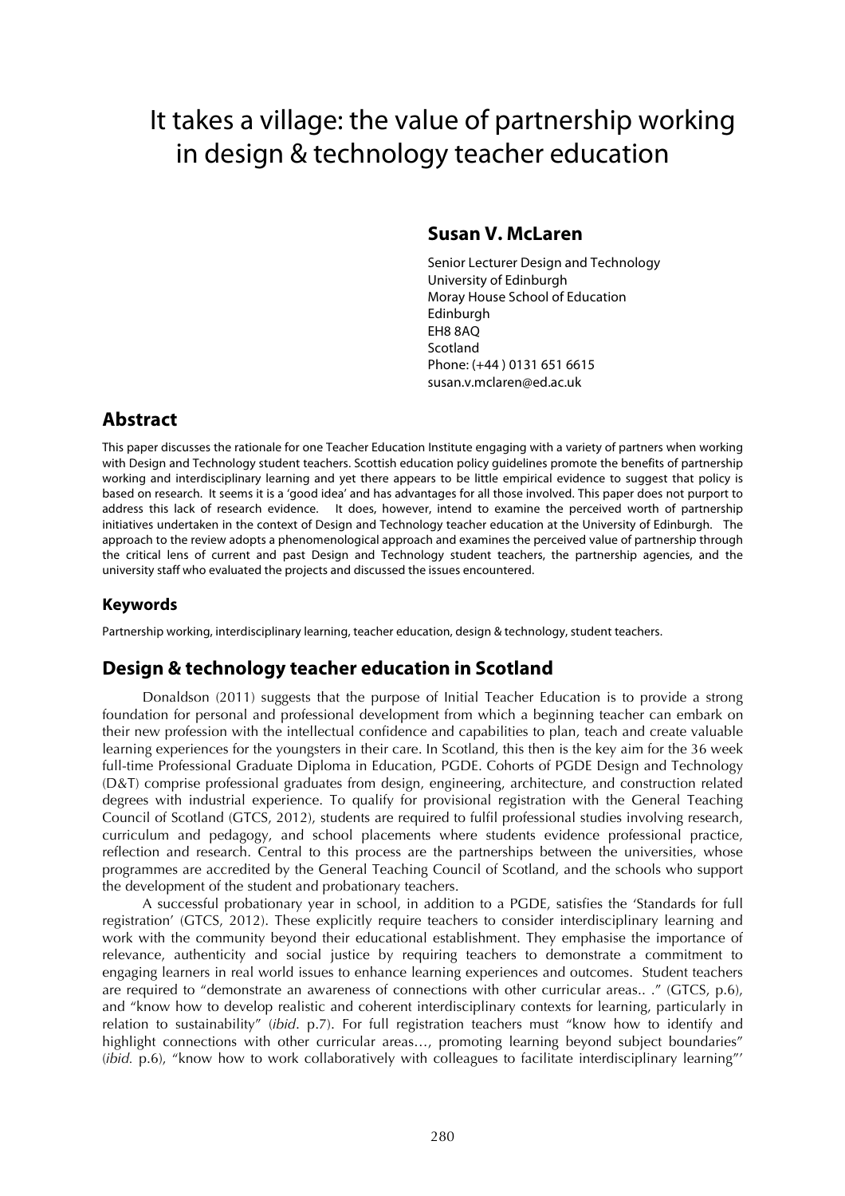# It takes a village: the value of partnership working in design & technology teacher education

## Susan V. McLaren

Senior Lecturer Design and Technology
University of Edinburgh
Moray House School of Education
Edinburgh
EH8 8AQ
Scotland
Phone: (+44 ) 0131 651 6615
susan.v.mclaren@ed.ac.uk

## Abstract

This paper discusses the rationale for one Teacher Education Institute engaging with a variety of partners when working with Design and Technology student teachers. Scottish education policy guidelines promote the benefits of partnership working and interdisciplinary learning and yet there appears to be little empirical evidence to suggest that policy is based on research. It seems it is a 'good idea' and has advantages for all those involved. This paper does not purport to address this lack of research evidence. It does, however, intend to examine the perceived worth of partnership initiatives undertaken in the context of Design and Technology teacher education at the University of Edinburgh. The approach to the review adopts a phenomenological approach and examines the perceived value of partnership through the critical lens of current and past Design and Technology student teachers, the partnership agencies, and the university staff who evaluated the projects and discussed the issues encountered.

### Keywords

Partnership working, interdisciplinary learning, teacher education, design & technology, student teachers.

## Design & technology teacher education in Scotland

Donaldson (2011) suggests that the purpose of Initial Teacher Education is to provide a strong foundation for personal and professional development from which a beginning teacher can embark on their new profession with the intellectual confidence and capabilities to plan, teach and create valuable learning experiences for the youngsters in their care. In Scotland, this then is the key aim for the 36 week full-time Professional Graduate Diploma in Education, PGDE. Cohorts of PGDE Design and Technology (D&T) comprise professional graduates from design, engineering, architecture, and construction related degrees with industrial experience. To qualify for provisional registration with the General Teaching Council of Scotland (GTCS, 2012), students are required to fulfil professional studies involving research, curriculum and pedagogy, and school placements where students evidence professional practice, reflection and research. Central to this process are the partnerships between the universities, whose programmes are accredited by the General Teaching Council of Scotland, and the schools who support the development of the student and probationary teachers.

A successful probationary year in school, in addition to a PGDE, satisfies the 'Standards for full registration' (GTCS, 2012). These explicitly require teachers to consider interdisciplinary learning and work with the community beyond their educational establishment. They emphasise the importance of relevance, authenticity and social justice by requiring teachers to demonstrate a commitment to engaging learners in real world issues to enhance learning experiences and outcomes. Student teachers are required to "demonstrate an awareness of connections with other curricular areas.. ." (GTCS, p.6), and "know how to develop realistic and coherent interdisciplinary contexts for learning, particularly in relation to sustainability" (*ibid*. p.7). For full registration teachers must "know how to identify and highlight connections with other curricular areas…, promoting learning beyond subject boundaries" (*ibid.* p.6), "know how to work collaboratively with colleagues to facilitate interdisciplinary learning"'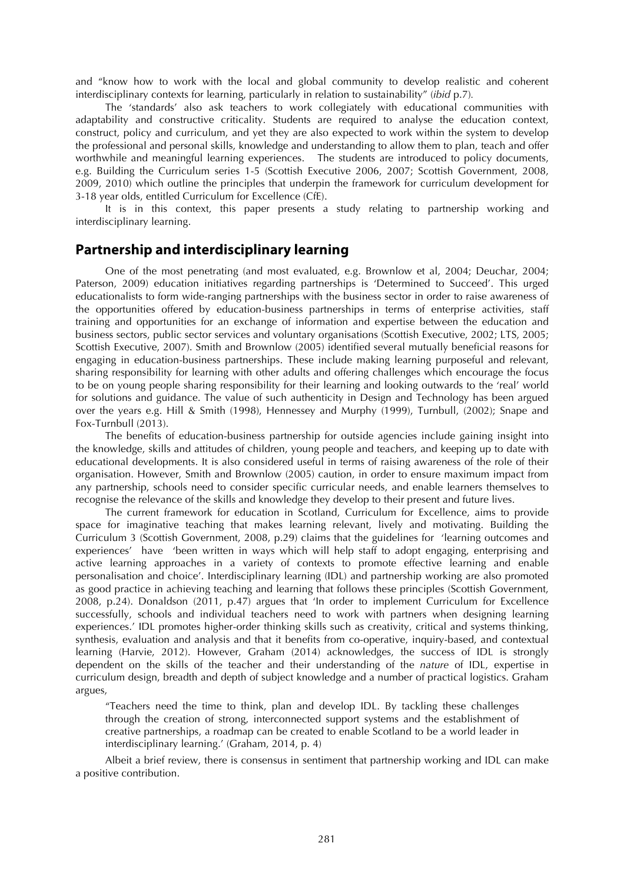and "know how to work with the local and global community to develop realistic and coherent interdisciplinary contexts for learning, particularly in relation to sustainability" (*ibid* p.7).

The 'standards' also ask teachers to work collegiately with educational communities with adaptability and constructive criticality. Students are required to analyse the education context, construct, policy and curriculum, and yet they are also expected to work within the system to develop the professional and personal skills, knowledge and understanding to allow them to plan, teach and offer worthwhile and meaningful learning experiences. The students are introduced to policy documents, e.g. Building the Curriculum series 1-5 (Scottish Executive 2006, 2007; Scottish Government, 2008, 2009, 2010) which outline the principles that underpin the framework for curriculum development for 3-18 year olds, entitled Curriculum for Excellence (CfE).

It is in this context, this paper presents a study relating to partnership working and interdisciplinary learning.

## Partnership and interdisciplinary learning

One of the most penetrating (and most evaluated, e.g. Brownlow et al, 2004; Deuchar, 2004; Paterson, 2009) education initiatives regarding partnerships is 'Determined to Succeed'. This urged educationalists to form wide-ranging partnerships with the business sector in order to raise awareness of the opportunities offered by education-business partnerships in terms of enterprise activities, staff training and opportunities for an exchange of information and expertise between the education and business sectors, public sector services and voluntary organisations (Scottish Executive, 2002; LTS, 2005; Scottish Executive, 2007). Smith and Brownlow (2005) identified several mutually beneficial reasons for engaging in education-business partnerships. These include making learning purposeful and relevant, sharing responsibility for learning with other adults and offering challenges which encourage the focus to be on young people sharing responsibility for their learning and looking outwards to the 'real' world for solutions and guidance. The value of such authenticity in Design and Technology has been argued over the years e.g. Hill & Smith (1998), Hennessey and Murphy (1999), Turnbull, (2002); Snape and Fox-Turnbull (2013).

The benefits of education-business partnership for outside agencies include gaining insight into the knowledge, skills and attitudes of children, young people and teachers, and keeping up to date with educational developments. It is also considered useful in terms of raising awareness of the role of their organisation. However, Smith and Brownlow (2005) caution, in order to ensure maximum impact from any partnership, schools need to consider specific curricular needs, and enable learners themselves to recognise the relevance of the skills and knowledge they develop to their present and future lives.

The current framework for education in Scotland, Curriculum for Excellence, aims to provide space for imaginative teaching that makes learning relevant, lively and motivating. Building the Curriculum 3 (Scottish Government, 2008, p.29) claims that the guidelines for 'learning outcomes and experiences' have 'been written in ways which will help staff to adopt engaging, enterprising and active learning approaches in a variety of contexts to promote effective learning and enable personalisation and choice'. Interdisciplinary learning (IDL) and partnership working are also promoted as good practice in achieving teaching and learning that follows these principles (Scottish Government, 2008, p.24). Donaldson (2011, p.47) argues that 'In order to implement Curriculum for Excellence successfully, schools and individual teachers need to work with partners when designing learning experiences.' IDL promotes higher-order thinking skills such as creativity, critical and systems thinking, synthesis, evaluation and analysis and that it benefits from co-operative, inquiry-based, and contextual learning (Harvie, 2012). However, Graham (2014) acknowledges, the success of IDL is strongly dependent on the skills of the teacher and their understanding of the *nature* of IDL, expertise in curriculum design, breadth and depth of subject knowledge and a number of practical logistics. Graham argues,

> "Teachers need the time to think, plan and develop IDL. By tackling these challenges through the creation of strong, interconnected support systems and the establishment of creative partnerships, a roadmap can be created to enable Scotland to be a world leader in interdisciplinary learning.' (Graham, 2014, p. 4)

Albeit a brief review, there is consensus in sentiment that partnership working and IDL can make a positive contribution.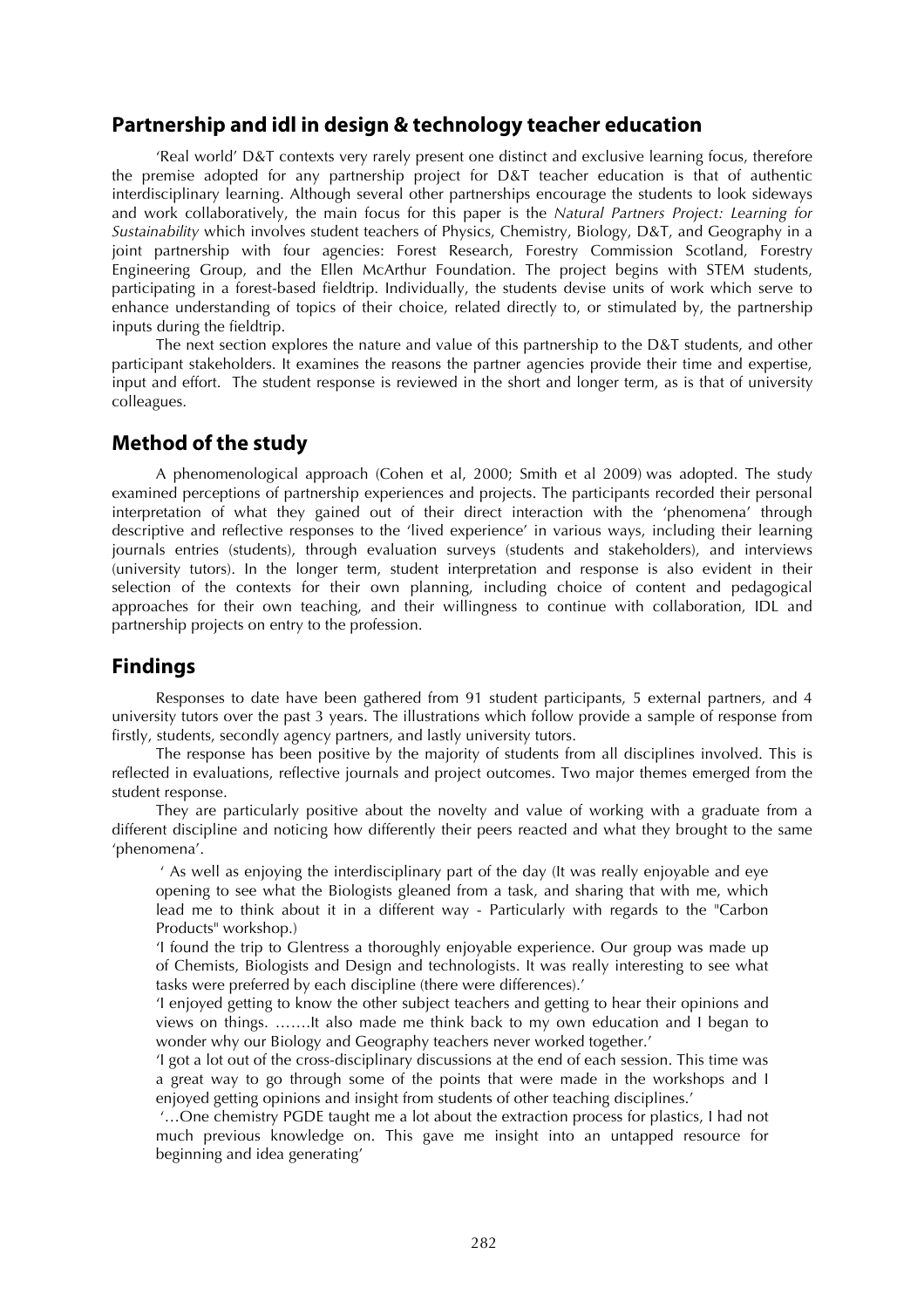## Partnership and idl in design & technology teacher education

'Real world' D&T contexts very rarely present one distinct and exclusive learning focus, therefore the premise adopted for any partnership project for D&T teacher education is that of authentic interdisciplinary learning. Although several other partnerships encourage the students to look sideways and work collaboratively, the main focus for this paper is the *Natural Partners Project: Learning for Sustainability* which involves student teachers of Physics, Chemistry, Biology, D&T, and Geography in a joint partnership with four agencies: Forest Research, Forestry Commission Scotland, Forestry Engineering Group, and the Ellen McArthur Foundation. The project begins with STEM students, participating in a forest-based fieldtrip. Individually, the students devise units of work which serve to enhance understanding of topics of their choice, related directly to, or stimulated by, the partnership inputs during the fieldtrip.

The next section explores the nature and value of this partnership to the D&T students, and other participant stakeholders. It examines the reasons the partner agencies provide their time and expertise, input and effort. The student response is reviewed in the short and longer term, as is that of university colleagues.

## Method of the study

A phenomenological approach (Cohen et al, 2000; Smith et al 2009) was adopted. The study examined perceptions of partnership experiences and projects. The participants recorded their personal interpretation of what they gained out of their direct interaction with the 'phenomena' through descriptive and reflective responses to the 'lived experience' in various ways, including their learning journals entries (students), through evaluation surveys (students and stakeholders), and interviews (university tutors). In the longer term, student interpretation and response is also evident in their selection of the contexts for their own planning, including choice of content and pedagogical approaches for their own teaching, and their willingness to continue with collaboration, IDL and partnership projects on entry to the profession.

## Findings

Responses to date have been gathered from 91 student participants, 5 external partners, and 4 university tutors over the past 3 years. The illustrations which follow provide a sample of response from firstly, students, secondly agency partners, and lastly university tutors.

The response has been positive by the majority of students from all disciplines involved. This is reflected in evaluations, reflective journals and project outcomes. Two major themes emerged from the student response.

They are particularly positive about the novelty and value of working with a graduate from a different discipline and noticing how differently their peers reacted and what they brought to the same 'phenomena'.

> ' As well as enjoying the interdisciplinary part of the day (It was really enjoyable and eye opening to see what the Biologists gleaned from a task, and sharing that with me, which lead me to think about it in a different way - Particularly with regards to the "Carbon Products" workshop.)
>
> 'I found the trip to Glentress a thoroughly enjoyable experience. Our group was made up of Chemists, Biologists and Design and technologists. It was really interesting to see what tasks were preferred by each discipline (there were differences).'
>
> 'I enjoyed getting to know the other subject teachers and getting to hear their opinions and views on things. …….It also made me think back to my own education and I began to wonder why our Biology and Geography teachers never worked together.'
>
> 'I got a lot out of the cross-disciplinary discussions at the end of each session. This time was a great way to go through some of the points that were made in the workshops and I enjoyed getting opinions and insight from students of other teaching disciplines.'
>
> '…One chemistry PGDE taught me a lot about the extraction process for plastics, I had not much previous knowledge on. This gave me insight into an untapped resource for beginning and idea generating'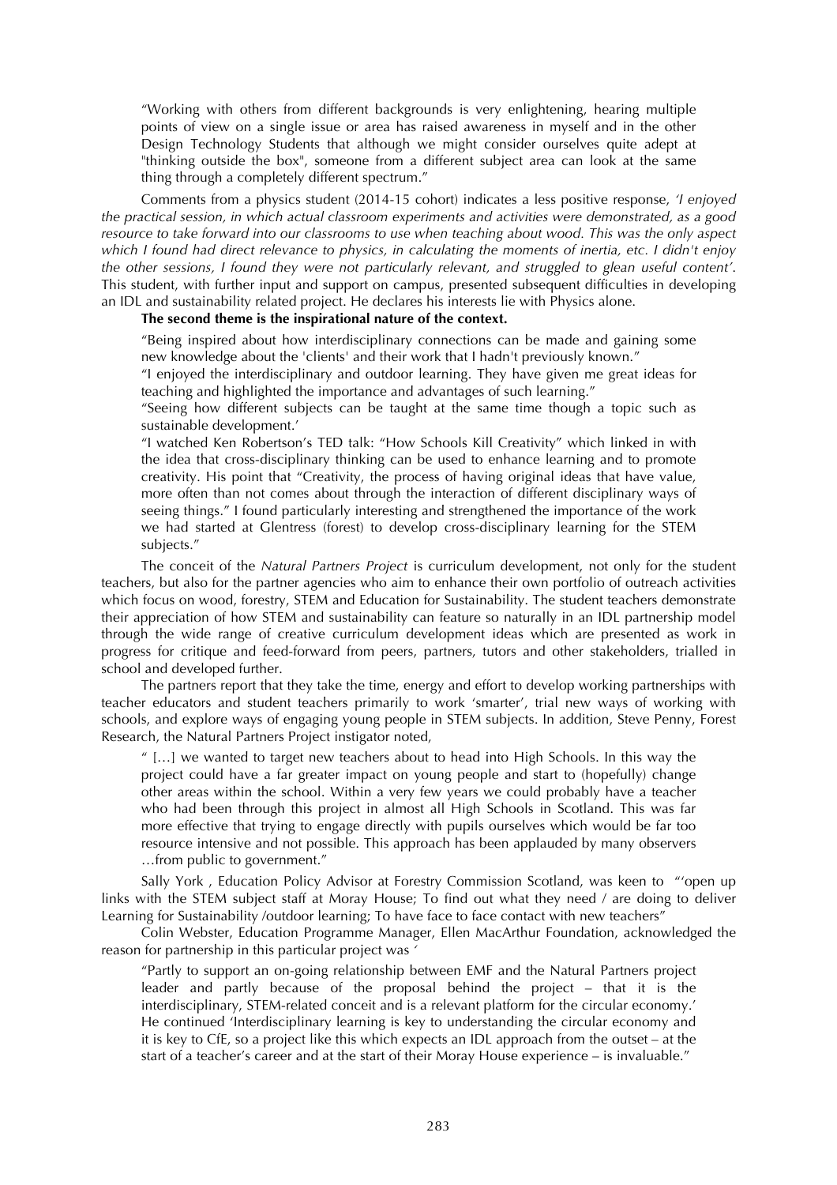> "Working with others from different backgrounds is very enlightening, hearing multiple points of view on a single issue or area has raised awareness in myself and in the other Design Technology Students that although we might consider ourselves quite adept at "thinking outside the box", someone from a different subject area can look at the same thing through a completely different spectrum."

Comments from a physics student (2014-15 cohort) indicates a less positive response, *'I enjoyed the practical session, in which actual classroom experiments and activities were demonstrated, as a good resource to take forward into our classrooms to use when teaching about wood. This was the only aspect which I found had direct relevance to physics, in calculating the moments of inertia, etc. I didn't enjoy the other sessions, I found they were not particularly relevant, and struggled to glean useful content'*. This student, with further input and support on campus, presented subsequent difficulties in developing an IDL and sustainability related project. He declares his interests lie with Physics alone.

**The second theme is the inspirational nature of the context.**

> "Being inspired about how interdisciplinary connections can be made and gaining some new knowledge about the 'clients' and their work that I hadn't previously known."
>
> "I enjoyed the interdisciplinary and outdoor learning. They have given me great ideas for teaching and highlighted the importance and advantages of such learning."
>
> "Seeing how different subjects can be taught at the same time though a topic such as sustainable development.'
>
> "I watched Ken Robertson's TED talk: "How Schools Kill Creativity" which linked in with the idea that cross-disciplinary thinking can be used to enhance learning and to promote creativity. His point that "Creativity, the process of having original ideas that have value, more often than not comes about through the interaction of different disciplinary ways of seeing things." I found particularly interesting and strengthened the importance of the work we had started at Glentress (forest) to develop cross-disciplinary learning for the STEM subjects."

The conceit of the *Natural Partners Project* is curriculum development, not only for the student teachers, but also for the partner agencies who aim to enhance their own portfolio of outreach activities which focus on wood, forestry, STEM and Education for Sustainability. The student teachers demonstrate their appreciation of how STEM and sustainability can feature so naturally in an IDL partnership model through the wide range of creative curriculum development ideas which are presented as work in progress for critique and feed-forward from peers, partners, tutors and other stakeholders, trialled in school and developed further.

The partners report that they take the time, energy and effort to develop working partnerships with teacher educators and student teachers primarily to work 'smarter', trial new ways of working with schools, and explore ways of engaging young people in STEM subjects. In addition, Steve Penny, Forest Research, the Natural Partners Project instigator noted,

> " […] we wanted to target new teachers about to head into High Schools. In this way the project could have a far greater impact on young people and start to (hopefully) change other areas within the school. Within a very few years we could probably have a teacher who had been through this project in almost all High Schools in Scotland. This was far more effective that trying to engage directly with pupils ourselves which would be far too resource intensive and not possible. This approach has been applauded by many observers …from public to government."

Sally York , Education Policy Advisor at Forestry Commission Scotland, was keen to "'open up links with the STEM subject staff at Moray House; To find out what they need / are doing to deliver Learning for Sustainability /outdoor learning; To have face to face contact with new teachers"

Colin Webster, Education Programme Manager, Ellen MacArthur Foundation, acknowledged the reason for partnership in this particular project was '

> "Partly to support an on-going relationship between EMF and the Natural Partners project leader and partly because of the proposal behind the project – that it is the interdisciplinary, STEM-related conceit and is a relevant platform for the circular economy.' He continued 'Interdisciplinary learning is key to understanding the circular economy and it is key to CfE, so a project like this which expects an IDL approach from the outset – at the start of a teacher's career and at the start of their Moray House experience – is invaluable."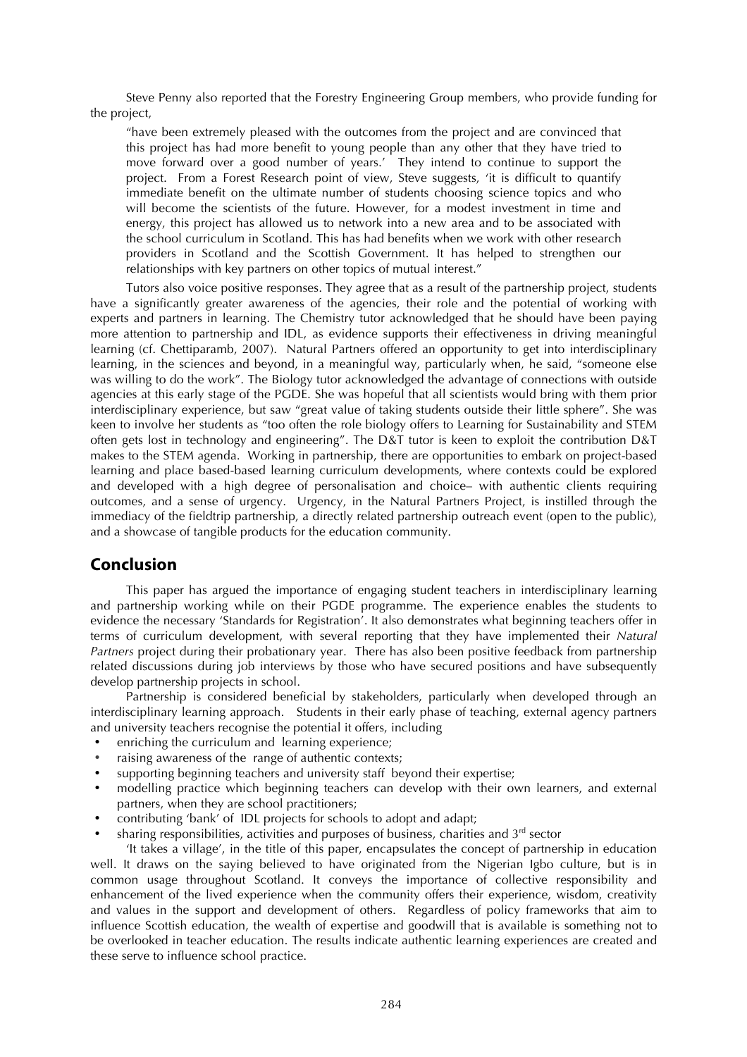Steve Penny also reported that the Forestry Engineering Group members, who provide funding for the project,

> "have been extremely pleased with the outcomes from the project and are convinced that this project has had more benefit to young people than any other that they have tried to move forward over a good number of years.' They intend to continue to support the project. From a Forest Research point of view, Steve suggests, 'it is difficult to quantify immediate benefit on the ultimate number of students choosing science topics and who will become the scientists of the future. However, for a modest investment in time and energy, this project has allowed us to network into a new area and to be associated with the school curriculum in Scotland. This has had benefits when we work with other research providers in Scotland and the Scottish Government. It has helped to strengthen our relationships with key partners on other topics of mutual interest."

Tutors also voice positive responses. They agree that as a result of the partnership project, students have a significantly greater awareness of the agencies, their role and the potential of working with experts and partners in learning. The Chemistry tutor acknowledged that he should have been paying more attention to partnership and IDL, as evidence supports their effectiveness in driving meaningful learning (cf. Chettiparamb, 2007). Natural Partners offered an opportunity to get into interdisciplinary learning, in the sciences and beyond, in a meaningful way, particularly when, he said, "someone else was willing to do the work". The Biology tutor acknowledged the advantage of connections with outside agencies at this early stage of the PGDE. She was hopeful that all scientists would bring with them prior interdisciplinary experience, but saw "great value of taking students outside their little sphere". She was keen to involve her students as "too often the role biology offers to Learning for Sustainability and STEM often gets lost in technology and engineering". The D&T tutor is keen to exploit the contribution D&T makes to the STEM agenda. Working in partnership, there are opportunities to embark on project-based learning and place based-based learning curriculum developments, where contexts could be explored and developed with a high degree of personalisation and choice– with authentic clients requiring outcomes, and a sense of urgency. Urgency, in the Natural Partners Project, is instilled through the immediacy of the fieldtrip partnership, a directly related partnership outreach event (open to the public), and a showcase of tangible products for the education community.

## Conclusion

This paper has argued the importance of engaging student teachers in interdisciplinary learning and partnership working while on their PGDE programme. The experience enables the students to evidence the necessary 'Standards for Registration'. It also demonstrates what beginning teachers offer in terms of curriculum development, with several reporting that they have implemented their *Natural Partners* project during their probationary year. There has also been positive feedback from partnership related discussions during job interviews by those who have secured positions and have subsequently develop partnership projects in school.

Partnership is considered beneficial by stakeholders, particularly when developed through an interdisciplinary learning approach. Students in their early phase of teaching, external agency partners and university teachers recognise the potential it offers, including

- enriching the curriculum and learning experience;
- raising awareness of the range of authentic contexts;
- supporting beginning teachers and university staff beyond their expertise;
- modelling practice which beginning teachers can develop with their own learners, and external partners, when they are school practitioners;
- contributing 'bank' of IDL projects for schools to adopt and adapt;
- sharing responsibilities, activities and purposes of business, charities and 3rd sector

'It takes a village', in the title of this paper, encapsulates the concept of partnership in education well. It draws on the saying believed to have originated from the Nigerian Igbo culture, but is in common usage throughout Scotland. It conveys the importance of collective responsibility and enhancement of the lived experience when the community offers their experience, wisdom, creativity and values in the support and development of others. Regardless of policy frameworks that aim to influence Scottish education, the wealth of expertise and goodwill that is available is something not to be overlooked in teacher education. The results indicate authentic learning experiences are created and these serve to influence school practice.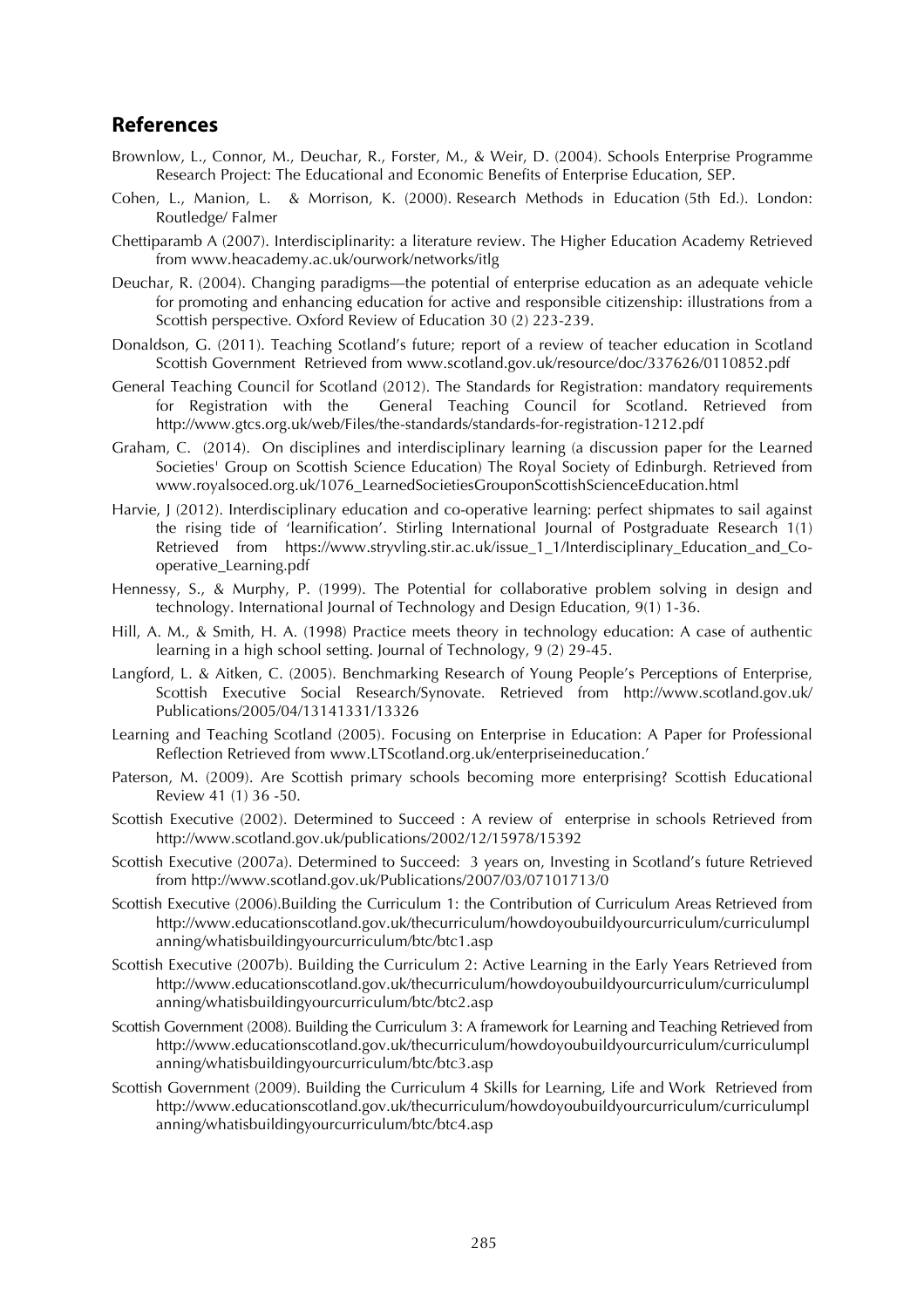## References

Brownlow, L., Connor, M., Deuchar, R., Forster, M., & Weir, D. (2004). Schools Enterprise Programme Research Project: The Educational and Economic Benefits of Enterprise Education, SEP.

Cohen, L., Manion, L. & Morrison, K. (2000). Research Methods in Education (5th Ed.). London: Routledge/ Falmer

Chettiparamb A (2007). Interdisciplinarity: a literature review. The Higher Education Academy Retrieved from www.heacademy.ac.uk/ourwork/networks/itlg

Deuchar, R. (2004). Changing paradigms—the potential of enterprise education as an adequate vehicle for promoting and enhancing education for active and responsible citizenship: illustrations from a Scottish perspective. Oxford Review of Education 30 (2) 223-239.

Donaldson, G. (2011). Teaching Scotland's future; report of a review of teacher education in Scotland Scottish Government Retrieved from www.scotland.gov.uk/resource/doc/337626/0110852.pdf

General Teaching Council for Scotland (2012). The Standards for Registration: mandatory requirements for Registration with the General Teaching Council for Scotland. Retrieved from http://www.gtcs.org.uk/web/Files/the-standards/standards-for-registration-1212.pdf

Graham, C. (2014). On disciplines and interdisciplinary learning (a discussion paper for the Learned Societies' Group on Scottish Science Education) The Royal Society of Edinburgh. Retrieved from www.royalsoced.org.uk/1076_LearnedSocietiesGrouponScottishScienceEducation.html

Harvie, J (2012). Interdisciplinary education and co-operative learning: perfect shipmates to sail against the rising tide of 'learnification'. Stirling International Journal of Postgraduate Research 1(1) Retrieved from https://www.stryvling.stir.ac.uk/issue_1_1/Interdisciplinary_Education_and_Co-operative_Learning.pdf

Hennessy, S., & Murphy, P. (1999). The Potential for collaborative problem solving in design and technology. International Journal of Technology and Design Education, 9(1) 1-36.

Hill, A. M., & Smith, H. A. (1998) Practice meets theory in technology education: A case of authentic learning in a high school setting. Journal of Technology, 9 (2) 29-45.

Langford, L. & Aitken, C. (2005). Benchmarking Research of Young People's Perceptions of Enterprise, Scottish Executive Social Research/Synovate. Retrieved from http://www.scotland.gov.uk/ Publications/2005/04/13141331/13326

Learning and Teaching Scotland (2005). Focusing on Enterprise in Education: A Paper for Professional Reflection Retrieved from www.LTScotland.org.uk/enterpriseineducation.'

Paterson, M. (2009). Are Scottish primary schools becoming more enterprising? Scottish Educational Review 41 (1) 36 -50.

Scottish Executive (2002). Determined to Succeed : A review of enterprise in schools Retrieved from http://www.scotland.gov.uk/publications/2002/12/15978/15392

Scottish Executive (2007a). Determined to Succeed: 3 years on, Investing in Scotland's future Retrieved from http://www.scotland.gov.uk/Publications/2007/03/07101713/0

Scottish Executive (2006).Building the Curriculum 1: the Contribution of Curriculum Areas Retrieved from http://www.educationscotland.gov.uk/thecurriculum/howdoyoubuildyourcurriculum/curriculumplanning/whatisbuildingyourcurriculum/btc/btc1.asp

Scottish Executive (2007b). Building the Curriculum 2: Active Learning in the Early Years Retrieved from http://www.educationscotland.gov.uk/thecurriculum/howdoyoubuildyourcurriculum/curriculumplanning/whatisbuildingyourcurriculum/btc/btc2.asp

Scottish Government (2008). Building the Curriculum 3: A framework for Learning and Teaching Retrieved from http://www.educationscotland.gov.uk/thecurriculum/howdoyoubuildyourcurriculum/curriculumplanning/whatisbuildingyourcurriculum/btc/btc3.asp

Scottish Government (2009). Building the Curriculum 4 Skills for Learning, Life and Work Retrieved from http://www.educationscotland.gov.uk/thecurriculum/howdoyoubuildyourcurriculum/curriculumplanning/whatisbuildingyourcurriculum/btc/btc4.asp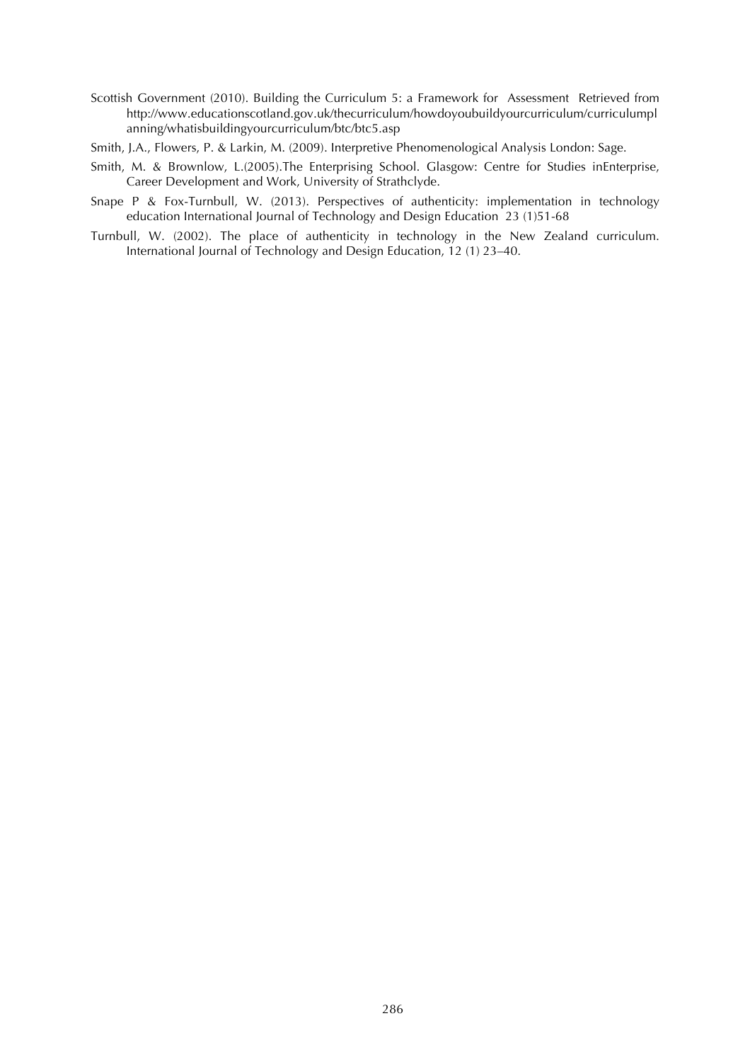Scottish Government (2010). Building the Curriculum 5: a Framework for Assessment Retrieved from http://www.educationscotland.gov.uk/thecurriculum/howdoyoubuildyourcurriculum/curriculumplanning/whatisbuildingyourcurriculum/btc/btc5.asp

Smith, J.A., Flowers, P. & Larkin, M. (2009). Interpretive Phenomenological Analysis London: Sage.

Smith, M. & Brownlow, L.(2005).The Enterprising School. Glasgow: Centre for Studies inEnterprise, Career Development and Work, University of Strathclyde.

Snape P & Fox-Turnbull, W. (2013). Perspectives of authenticity: implementation in technology education International Journal of Technology and Design Education 23 (1)51-68

Turnbull, W. (2002). The place of authenticity in technology in the New Zealand curriculum. International Journal of Technology and Design Education, 12 (1) 23–40.